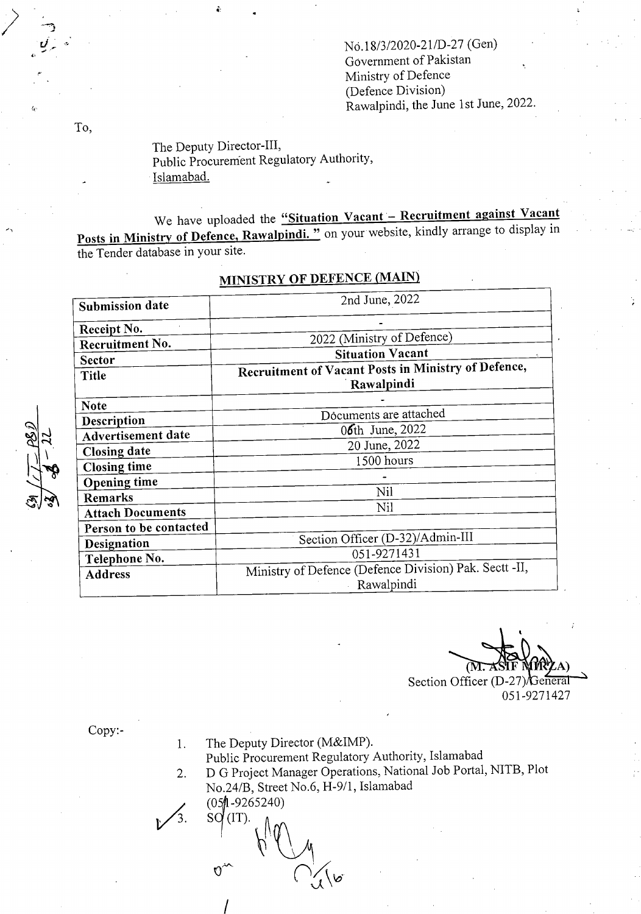No.18/3/2020-21/D-27 (Gen)
Government of Pakistan
Ministry of Defence
(Defence Division)
Rawalpindi, the June 1st June, 2022.

To,

The Deputy Director-III,
Public Procurement Regulatory Authority,
Islamabad.

We have uploaded the **"Situation Vacant – Recruitment against Vacant Posts in Ministry of Defence, Rawalpindi."** on your website, kindly arrange to display in the Tender database in your site.

## MINISTRY OF DEFENCE (MAIN)

| | |
|---|---|
| **Submission date** | 2nd June, 2022 |
| **Receipt No.** | - |
| **Recruitment No.** | 2022 (Ministry of Defence) |
| **Sector** | **Situation Vacant** |
| **Title** | **Recruitment of Vacant Posts in Ministry of Defence, Rawalpindi** |
| **Note** | - |
| **Description** | Documents are attached |
| **Advertisement date** | 06th June, 2022 |
| **Closing date** | 20 June, 2022 |
| **Closing time** | 1500 hours |
| **Opening time** | - |
| **Remarks** | Nil |
| **Attach Documents** | Nil |
| **Person to be contacted** | |
| **Designation** | Section Officer (D-32)/Admin-III |
| **Telephone No.** | 051-9271431 |
| **Address** | Ministry of Defence (Defence Division) Pak. Sectt -II, Rawalpindi |

(M. ASIF MIRZA)
Section Officer (D-27)/General
051-9271427

Copy:-

1. The Deputy Director (M&IMP).
   Public Procurement Regulatory Authority, Islamabad
2. D G Project Manager Operations, National Job Portal, NITB, Plot No.24/B, Street No.6, H-9/1, Islamabad (051-9265240)
3. SO (IT).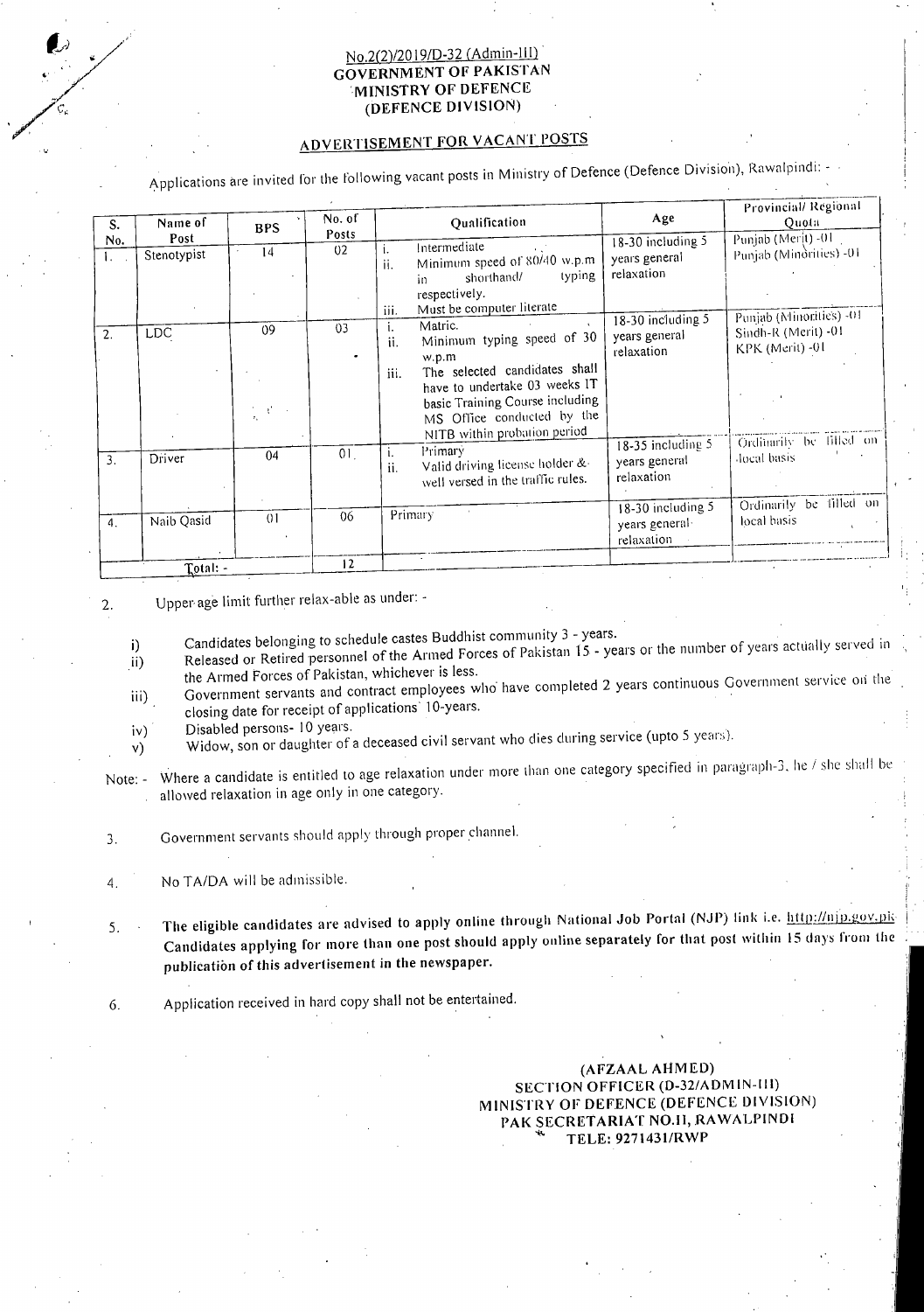No.2(2)/2019/D-32 (Admin-III)
**GOVERNMENT OF PAKISTAN**
**MINISTRY OF DEFENCE**
**(DEFENCE DIVISION)**

## ADVERTISEMENT FOR VACANT POSTS

Applications are invited for the following vacant posts in Ministry of Defence (Defence Division), Rawalpindi: -

| S. No. | Name of Post | BPS | No. of Posts | Qualification | Age | Provincial/ Regional Quota |
|---|---|---|---|---|---|---|
| 1. | Stenotypist | 14 | 02 | i. Intermediate<br>ii. Minimum speed of 80/40 w.p.m in shorthand/ typing respectively.<br>iii. Must be computer literate | 18-30 including 5 years general relaxation | Punjab (Merit) -01<br>Punjab (Minorities) -01 |
| 2. | LDC | 09 | 03 | i. Matric.<br>ii. Minimum typing speed of 30 w.p.m<br>iii. The selected candidates shall have to undertake 03 weeks IT basic Training Course including MS Office conducted by the NITB within probation period | 18-30 including 5 years general relaxation | Punjab (Minorities) -01<br>Sindh-R (Merit) -01<br>KPK (Merit) -01 |
| 3. | Driver | 04 | 01 | i. Primary<br>ii. Valid driving license holder & well versed in the traffic rules. | 18-35 including 5 years general relaxation | Ordinarily be filled on local basis |
| 4. | Naib Qasid | 01 | 06 | Primary | 18-30 including 5 years general relaxation | Ordinarily be filled on local basis |
| | Total: - | | 12 | | | |

2. Upper age limit further relax-able as under: -

   i) Candidates belonging to schedule castes Buddhist community 3 - years.
   ii) Released or Retired personnel of the Armed Forces of Pakistan 15 - years or the number of years actually served in the Armed Forces of Pakistan, whichever is less.
   iii) Government servants and contract employees who have completed 2 years continuous Government service on the closing date for receipt of applications 10-years.
   iv) Disabled persons- 10 years.
   v) Widow, son or daughter of a deceased civil servant who dies during service (upto 5 years).

Note: - Where a candidate is entitled to age relaxation under more than one category specified in paragraph-3, he / she shall be allowed relaxation in age only in one category.

3. Government servants should apply through proper channel.

4. No TA/DA will be admissible.

5. **The eligible candidates are advised to apply online through National Job Portal (NJP) link i.e. http://njp.gov.pk Candidates applying for more than one post should apply online separately for that post within 15 days from the publication of this advertisement in the newspaper.**

6. Application received in hard copy shall not be entertained.

**(AFZAAL AHMED)**
**SECTION OFFICER (D-32/ADMIN-III)**
**MINISTRY OF DEFENCE (DEFENCE DIVISION)**
**PAK SECRETARIAT NO.II, RAWALPINDI**
**TELE: 9271431/RWP**